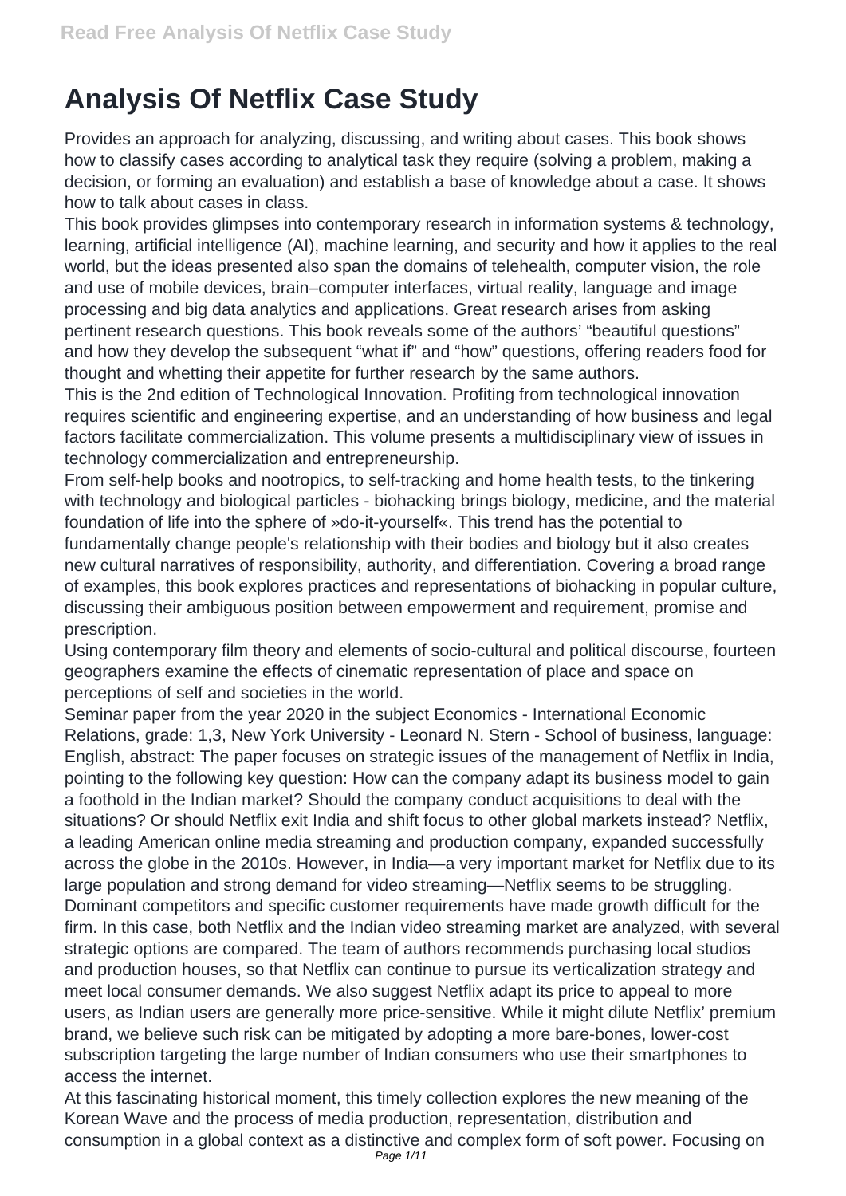# Analysis Of Netflix Case Study

Provides an approach for analyzing, discussing, and writing about cases. This book shows how to classify cases according to analytical task they require (solving a problem, making a decision, or forming an evaluation) and establish a base of knowledge about a case. It shows how to talk about cases in class.

This book provides glimpses into contemporary research in information systems & technology, learning, artificial intelligence (AI), machine learning, and security and how it applies to the real world, but the ideas presented also span the domains of telehealth, computer vision, the role and use of mobile devices, brain–computer interfaces, virtual reality, language and image processing and big data analytics and applications. Great research arises from asking pertinent research questions. This book reveals some of the authors' "beautiful questions" and how they develop the subsequent "what if" and "how" questions, offering readers food for thought and whetting their appetite for further research by the same authors.

This is the 2nd edition of Technological Innovation. Profiting from technological innovation requires scientific and engineering expertise, and an understanding of how business and legal factors facilitate commercialization. This volume presents a multidisciplinary view of issues in technology commercialization and entrepreneurship.

From self-help books and nootropics, to self-tracking and home health tests, to the tinkering with technology and biological particles - biohacking brings biology, medicine, and the material foundation of life into the sphere of »do-it-yourself«. This trend has the potential to fundamentally change people's relationship with their bodies and biology but it also creates new cultural narratives of responsibility, authority, and differentiation. Covering a broad range of examples, this book explores practices and representations of biohacking in popular culture, discussing their ambiguous position between empowerment and requirement, promise and prescription.

Using contemporary film theory and elements of socio-cultural and political discourse, fourteen geographers examine the effects of cinematic representation of place and space on perceptions of self and societies in the world.

Seminar paper from the year 2020 in the subject Economics - International Economic Relations, grade: 1,3, New York University - Leonard N. Stern - School of business, language: English, abstract: The paper focuses on strategic issues of the management of Netflix in India, pointing to the following key question: How can the company adapt its business model to gain a foothold in the Indian market? Should the company conduct acquisitions to deal with the situations? Or should Netflix exit India and shift focus to other global markets instead? Netflix, a leading American online media streaming and production company, expanded successfully across the globe in the 2010s. However, in India—a very important market for Netflix due to its large population and strong demand for video streaming—Netflix seems to be struggling. Dominant competitors and specific customer requirements have made growth difficult for the firm. In this case, both Netflix and the Indian video streaming market are analyzed, with several strategic options are compared. The team of authors recommends purchasing local studios and production houses, so that Netflix can continue to pursue its verticalization strategy and meet local consumer demands. We also suggest Netflix adapt its price to appeal to more users, as Indian users are generally more price-sensitive. While it might dilute Netflix' premium brand, we believe such risk can be mitigated by adopting a more bare-bones, lower-cost subscription targeting the large number of Indian consumers who use their smartphones to access the internet.

At this fascinating historical moment, this timely collection explores the new meaning of the Korean Wave and the process of media production, representation, distribution and consumption in a global context as a distinctive and complex form of soft power. Focusing on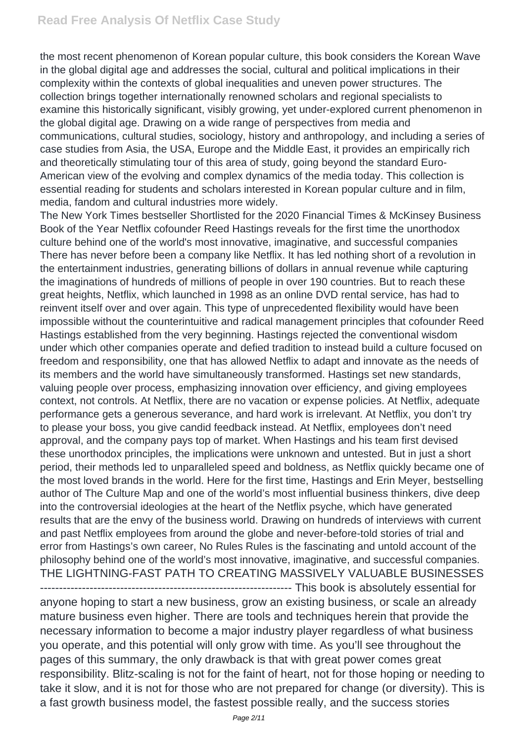the most recent phenomenon of Korean popular culture, this book considers the Korean Wave in the global digital age and addresses the social, cultural and political implications in their complexity within the contexts of global inequalities and uneven power structures. The collection brings together internationally renowned scholars and regional specialists to examine this historically significant, visibly growing, yet under-explored current phenomenon in the global digital age. Drawing on a wide range of perspectives from media and communications, cultural studies, sociology, history and anthropology, and including a series of case studies from Asia, the USA, Europe and the Middle East, it provides an empirically rich and theoretically stimulating tour of this area of study, going beyond the standard Euro-American view of the evolving and complex dynamics of the media today. This collection is essential reading for students and scholars interested in Korean popular culture and in film, media, fandom and cultural industries more widely.

The New York Times bestseller Shortlisted for the 2020 Financial Times & McKinsey Business Book of the Year Netflix cofounder Reed Hastings reveals for the first time the unorthodox culture behind one of the world's most innovative, imaginative, and successful companies There has never before been a company like Netflix. It has led nothing short of a revolution in the entertainment industries, generating billions of dollars in annual revenue while capturing the imaginations of hundreds of millions of people in over 190 countries. But to reach these great heights, Netflix, which launched in 1998 as an online DVD rental service, has had to reinvent itself over and over again. This type of unprecedented flexibility would have been impossible without the counterintuitive and radical management principles that cofounder Reed Hastings established from the very beginning. Hastings rejected the conventional wisdom under which other companies operate and defied tradition to instead build a culture focused on freedom and responsibility, one that has allowed Netflix to adapt and innovate as the needs of its members and the world have simultaneously transformed. Hastings set new standards, valuing people over process, emphasizing innovation over efficiency, and giving employees context, not controls. At Netflix, there are no vacation or expense policies. At Netflix, adequate performance gets a generous severance, and hard work is irrelevant. At Netflix, you don't try to please your boss, you give candid feedback instead. At Netflix, employees don't need approval, and the company pays top of market. When Hastings and his team first devised these unorthodox principles, the implications were unknown and untested. But in just a short period, their methods led to unparalleled speed and boldness, as Netflix quickly became one of the most loved brands in the world. Here for the first time, Hastings and Erin Meyer, bestselling author of The Culture Map and one of the world's most influential business thinkers, dive deep into the controversial ideologies at the heart of the Netflix psyche, which have generated results that are the envy of the business world. Drawing on hundreds of interviews with current and past Netflix employees from around the globe and never-before-told stories of trial and error from Hastings's own career, No Rules Rules is the fascinating and untold account of the philosophy behind one of the world's most innovative, imaginative, and successful companies.

THE LIGHTNING-FAST PATH TO CREATING MASSIVELY VALUABLE BUSINESSES ------------------------------------------------------------------ This book is absolutely essential for anyone hoping to start a new business, grow an existing business, or scale an already mature business even higher. There are tools and techniques herein that provide the necessary information to become a major industry player regardless of what business you operate, and this potential will only grow with time. As you'll see throughout the pages of this summary, the only drawback is that with great power comes great responsibility. Blitz-scaling is not for the faint of heart, not for those hoping or needing to take it slow, and it is not for those who are not prepared for change (or diversity). This is a fast growth business model, the fastest possible really, and the success stories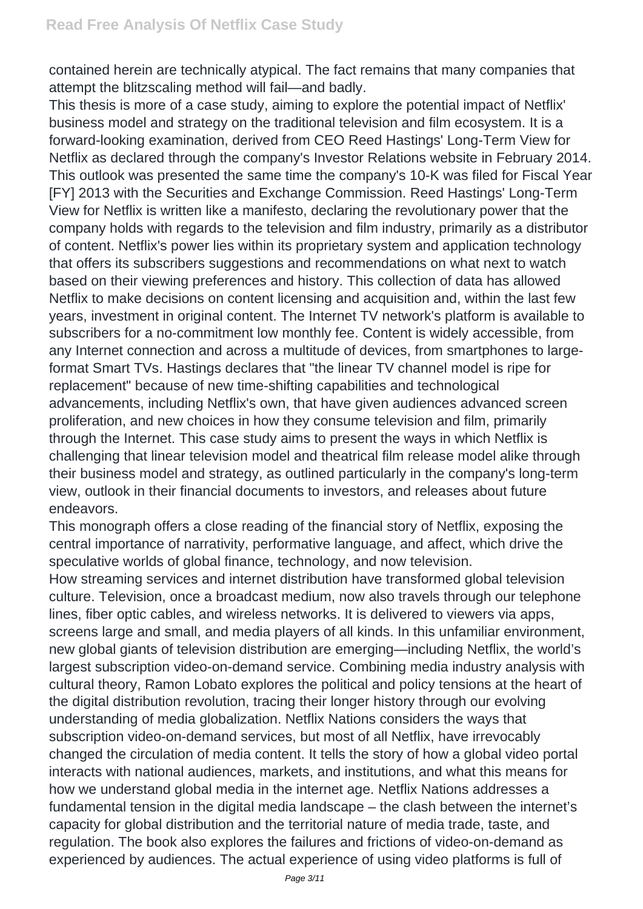contained herein are technically atypical. The fact remains that many companies that attempt the blitzscaling method will fail—and badly.

This thesis is more of a case study, aiming to explore the potential impact of Netflix' business model and strategy on the traditional television and film ecosystem. It is a forward-looking examination, derived from CEO Reed Hastings' Long-Term View for Netflix as declared through the company's Investor Relations website in February 2014. This outlook was presented the same time the company's 10-K was filed for Fiscal Year [FY] 2013 with the Securities and Exchange Commission. Reed Hastings' Long-Term View for Netflix is written like a manifesto, declaring the revolutionary power that the company holds with regards to the television and film industry, primarily as a distributor of content. Netflix's power lies within its proprietary system and application technology that offers its subscribers suggestions and recommendations on what next to watch based on their viewing preferences and history. This collection of data has allowed Netflix to make decisions on content licensing and acquisition and, within the last few years, investment in original content. The Internet TV network's platform is available to subscribers for a no-commitment low monthly fee. Content is widely accessible, from any Internet connection and across a multitude of devices, from smartphones to large-format Smart TVs. Hastings declares that "the linear TV channel model is ripe for replacement" because of new time-shifting capabilities and technological advancements, including Netflix's own, that have given audiences advanced screen proliferation, and new choices in how they consume television and film, primarily through the Internet. This case study aims to present the ways in which Netflix is challenging that linear television model and theatrical film release model alike through their business model and strategy, as outlined particularly in the company's long-term view, outlook in their financial documents to investors, and releases about future endeavors.

This monograph offers a close reading of the financial story of Netflix, exposing the central importance of narrativity, performative language, and affect, which drive the speculative worlds of global finance, technology, and now television.

How streaming services and internet distribution have transformed global television culture. Television, once a broadcast medium, now also travels through our telephone lines, fiber optic cables, and wireless networks. It is delivered to viewers via apps, screens large and small, and media players of all kinds. In this unfamiliar environment, new global giants of television distribution are emerging—including Netflix, the world's largest subscription video-on-demand service. Combining media industry analysis with cultural theory, Ramon Lobato explores the political and policy tensions at the heart of the digital distribution revolution, tracing their longer history through our evolving understanding of media globalization. Netflix Nations considers the ways that subscription video-on-demand services, but most of all Netflix, have irrevocably changed the circulation of media content. It tells the story of how a global video portal interacts with national audiences, markets, and institutions, and what this means for how we understand global media in the internet age. Netflix Nations addresses a fundamental tension in the digital media landscape – the clash between the internet's capacity for global distribution and the territorial nature of media trade, taste, and regulation. The book also explores the failures and frictions of video-on-demand as experienced by audiences. The actual experience of using video platforms is full of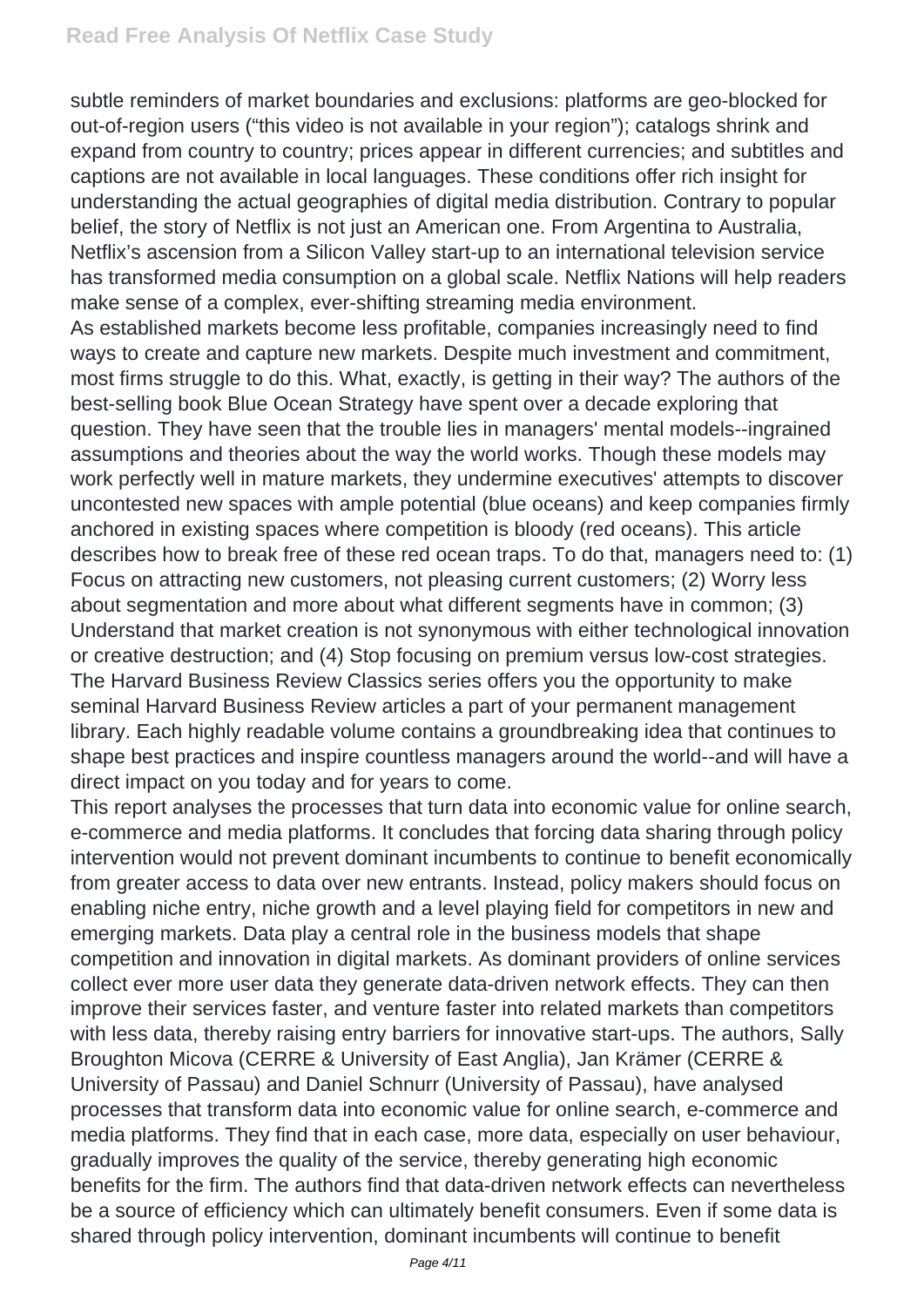subtle reminders of market boundaries and exclusions: platforms are geo-blocked for out-of-region users ("this video is not available in your region"); catalogs shrink and expand from country to country; prices appear in different currencies; and subtitles and captions are not available in local languages. These conditions offer rich insight for understanding the actual geographies of digital media distribution. Contrary to popular belief, the story of Netflix is not just an American one. From Argentina to Australia, Netflix's ascension from a Silicon Valley start-up to an international television service has transformed media consumption on a global scale. Netflix Nations will help readers make sense of a complex, ever-shifting streaming media environment.

As established markets become less profitable, companies increasingly need to find ways to create and capture new markets. Despite much investment and commitment, most firms struggle to do this. What, exactly, is getting in their way? The authors of the best-selling book Blue Ocean Strategy have spent over a decade exploring that question. They have seen that the trouble lies in managers' mental models--ingrained assumptions and theories about the way the world works. Though these models may work perfectly well in mature markets, they undermine executives' attempts to discover uncontested new spaces with ample potential (blue oceans) and keep companies firmly anchored in existing spaces where competition is bloody (red oceans). This article describes how to break free of these red ocean traps. To do that, managers need to: (1) Focus on attracting new customers, not pleasing current customers; (2) Worry less about segmentation and more about what different segments have in common; (3) Understand that market creation is not synonymous with either technological innovation or creative destruction; and (4) Stop focusing on premium versus low-cost strategies. The Harvard Business Review Classics series offers you the opportunity to make seminal Harvard Business Review articles a part of your permanent management library. Each highly readable volume contains a groundbreaking idea that continues to shape best practices and inspire countless managers around the world--and will have a direct impact on you today and for years to come.

This report analyses the processes that turn data into economic value for online search, e-commerce and media platforms. It concludes that forcing data sharing through policy intervention would not prevent dominant incumbents to continue to benefit economically from greater access to data over new entrants. Instead, policy makers should focus on enabling niche entry, niche growth and a level playing field for competitors in new and emerging markets. Data play a central role in the business models that shape competition and innovation in digital markets. As dominant providers of online services collect ever more user data they generate data-driven network effects. They can then improve their services faster, and venture faster into related markets than competitors with less data, thereby raising entry barriers for innovative start-ups. The authors, Sally Broughton Micova (CERRE & University of East Anglia), Jan Krämer (CERRE & University of Passau) and Daniel Schnurr (University of Passau), have analysed processes that transform data into economic value for online search, e-commerce and media platforms. They find that in each case, more data, especially on user behaviour, gradually improves the quality of the service, thereby generating high economic benefits for the firm. The authors find that data-driven network effects can nevertheless be a source of efficiency which can ultimately benefit consumers. Even if some data is shared through policy intervention, dominant incumbents will continue to benefit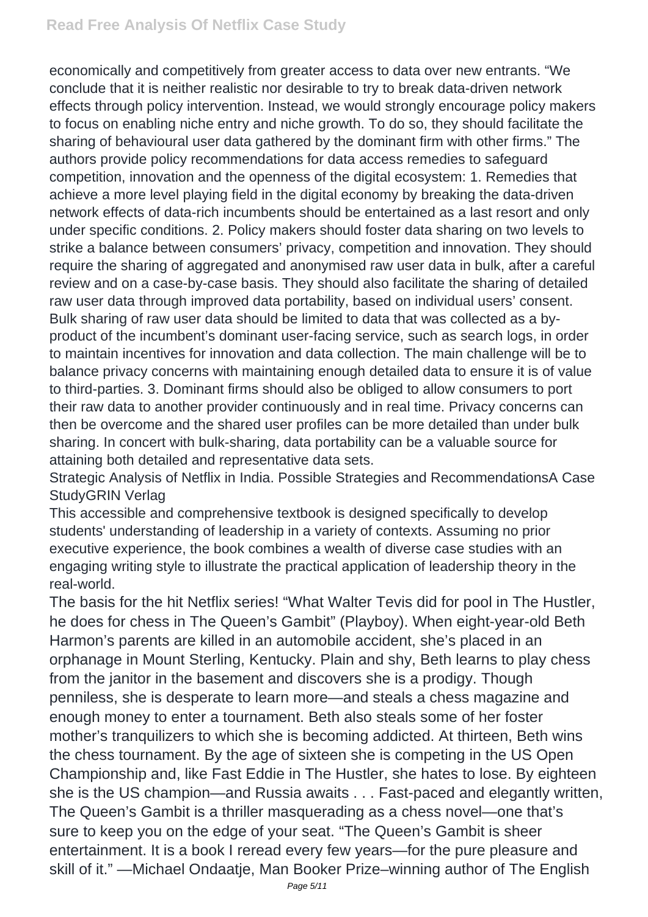economically and competitively from greater access to data over new entrants. "We conclude that it is neither realistic nor desirable to try to break data-driven network effects through policy intervention. Instead, we would strongly encourage policy makers to focus on enabling niche entry and niche growth. To do so, they should facilitate the sharing of behavioural user data gathered by the dominant firm with other firms." The authors provide policy recommendations for data access remedies to safeguard competition, innovation and the openness of the digital ecosystem: 1. Remedies that achieve a more level playing field in the digital economy by breaking the data-driven network effects of data-rich incumbents should be entertained as a last resort and only under specific conditions. 2. Policy makers should foster data sharing on two levels to strike a balance between consumers' privacy, competition and innovation. They should require the sharing of aggregated and anonymised raw user data in bulk, after a careful review and on a case-by-case basis. They should also facilitate the sharing of detailed raw user data through improved data portability, based on individual users' consent. Bulk sharing of raw user data should be limited to data that was collected as a by-product of the incumbent's dominant user-facing service, such as search logs, in order to maintain incentives for innovation and data collection. The main challenge will be to balance privacy concerns with maintaining enough detailed data to ensure it is of value to third-parties. 3. Dominant firms should also be obliged to allow consumers to port their raw data to another provider continuously and in real time. Privacy concerns can then be overcome and the shared user profiles can be more detailed than under bulk sharing. In concert with bulk-sharing, data portability can be a valuable source for attaining both detailed and representative data sets.

Strategic Analysis of Netflix in India. Possible Strategies and RecommendationsA Case StudyGRIN Verlag

This accessible and comprehensive textbook is designed specifically to develop students' understanding of leadership in a variety of contexts. Assuming no prior executive experience, the book combines a wealth of diverse case studies with an engaging writing style to illustrate the practical application of leadership theory in the real-world.

The basis for the hit Netflix series! "What Walter Tevis did for pool in The Hustler, he does for chess in The Queen's Gambit" (Playboy). When eight-year-old Beth Harmon's parents are killed in an automobile accident, she's placed in an orphanage in Mount Sterling, Kentucky. Plain and shy, Beth learns to play chess from the janitor in the basement and discovers she is a prodigy. Though penniless, she is desperate to learn more—and steals a chess magazine and enough money to enter a tournament. Beth also steals some of her foster mother's tranquilizers to which she is becoming addicted. At thirteen, Beth wins the chess tournament. By the age of sixteen she is competing in the US Open Championship and, like Fast Eddie in The Hustler, she hates to lose. By eighteen she is the US champion—and Russia awaits . . . Fast-paced and elegantly written, The Queen's Gambit is a thriller masquerading as a chess novel—one that's sure to keep you on the edge of your seat. "The Queen's Gambit is sheer entertainment. It is a book I reread every few years—for the pure pleasure and skill of it." —Michael Ondaatje, Man Booker Prize–winning author of The English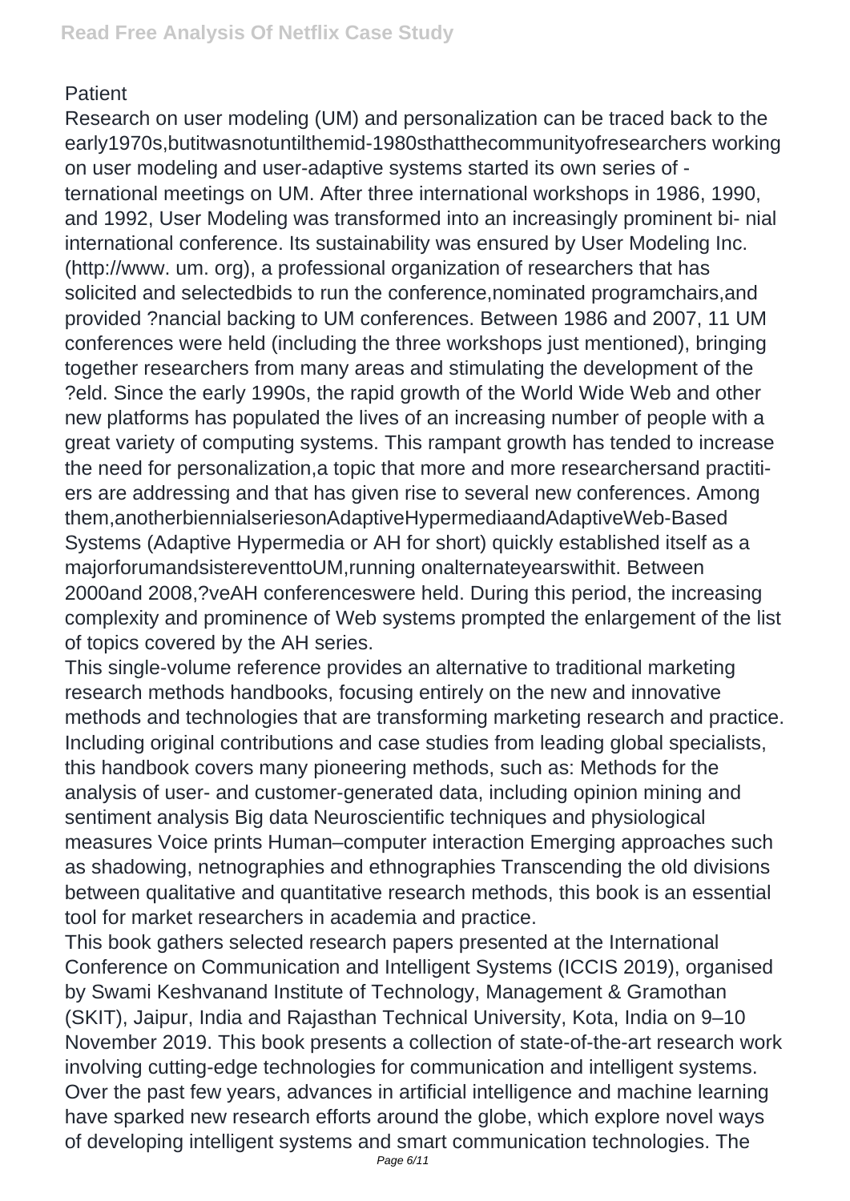Patient

Research on user modeling (UM) and personalization can be traced back to the early1970s,butitwasnotuntilthemid-1980sthatthecommunityofresearchers working on user modeling and user-adaptive systems started its own series of -ternational meetings on UM. After three international workshops in 1986, 1990, and 1992, User Modeling was transformed into an increasingly prominent bi- nial international conference. Its sustainability was ensured by User Modeling Inc. (http://www. um. org), a professional organization of researchers that has solicited and selectedbids to run the conference,nominated programchairs,and provided ?nancial backing to UM conferences. Between 1986 and 2007, 11 UM conferences were held (including the three workshops just mentioned), bringing together researchers from many areas and stimulating the development of the ?eld. Since the early 1990s, the rapid growth of the World Wide Web and other new platforms has populated the lives of an increasing number of people with a great variety of computing systems. This rampant growth has tended to increase the need for personalization,a topic that more and more researchersand practiti- ers are addressing and that has given rise to several new conferences. Among them,anotherbiennialseriesonAdaptiveHypermediaandAdaptiveWeb-Based Systems (Adaptive Hypermedia or AH for short) quickly established itself as a majorforumandsistereventtoUM,running onalternateyearswithit. Between 2000and 2008,?veAH conferenceswere held. During this period, the increasing complexity and prominence of Web systems prompted the enlargement of the list of topics covered by the AH series.

This single-volume reference provides an alternative to traditional marketing research methods handbooks, focusing entirely on the new and innovative methods and technologies that are transforming marketing research and practice. Including original contributions and case studies from leading global specialists, this handbook covers many pioneering methods, such as: Methods for the analysis of user- and customer-generated data, including opinion mining and sentiment analysis Big data Neuroscientific techniques and physiological measures Voice prints Human–computer interaction Emerging approaches such as shadowing, netnographies and ethnographies Transcending the old divisions between qualitative and quantitative research methods, this book is an essential tool for market researchers in academia and practice.

This book gathers selected research papers presented at the International Conference on Communication and Intelligent Systems (ICCIS 2019), organised by Swami Keshvanand Institute of Technology, Management & Gramothan (SKIT), Jaipur, India and Rajasthan Technical University, Kota, India on 9–10 November 2019. This book presents a collection of state-of-the-art research work involving cutting-edge technologies for communication and intelligent systems. Over the past few years, advances in artificial intelligence and machine learning have sparked new research efforts around the globe, which explore novel ways of developing intelligent systems and smart communication technologies. The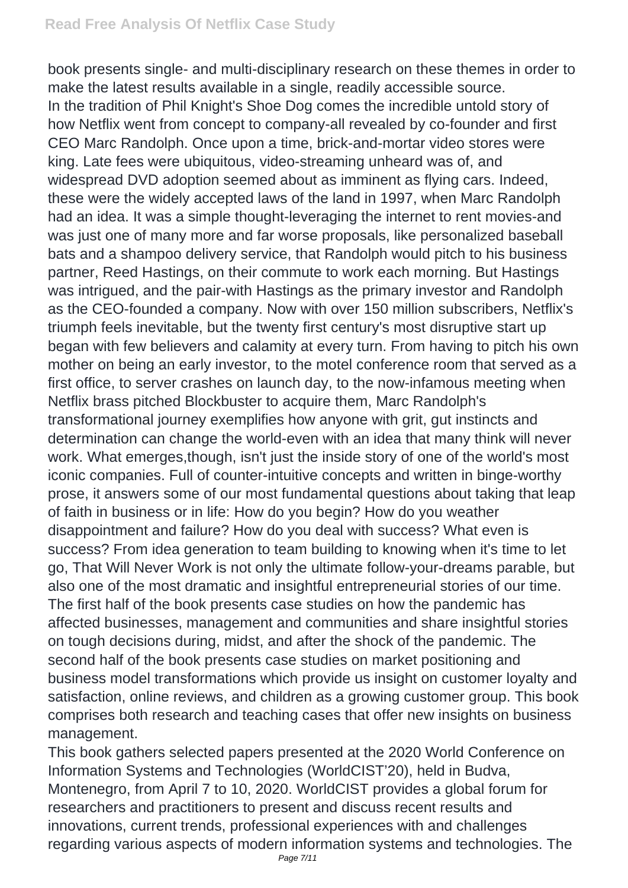book presents single- and multi-disciplinary research on these themes in order to make the latest results available in a single, readily accessible source.

In the tradition of Phil Knight's Shoe Dog comes the incredible untold story of how Netflix went from concept to company-all revealed by co-founder and first CEO Marc Randolph. Once upon a time, brick-and-mortar video stores were king. Late fees were ubiquitous, video-streaming unheard was of, and widespread DVD adoption seemed about as imminent as flying cars. Indeed, these were the widely accepted laws of the land in 1997, when Marc Randolph had an idea. It was a simple thought-leveraging the internet to rent movies-and was just one of many more and far worse proposals, like personalized baseball bats and a shampoo delivery service, that Randolph would pitch to his business partner, Reed Hastings, on their commute to work each morning. But Hastings was intrigued, and the pair-with Hastings as the primary investor and Randolph as the CEO-founded a company. Now with over 150 million subscribers, Netflix's triumph feels inevitable, but the twenty first century's most disruptive start up began with few believers and calamity at every turn. From having to pitch his own mother on being an early investor, to the motel conference room that served as a first office, to server crashes on launch day, to the now-infamous meeting when Netflix brass pitched Blockbuster to acquire them, Marc Randolph's transformational journey exemplifies how anyone with grit, gut instincts and determination can change the world-even with an idea that many think will never work. What emerges,though, isn't just the inside story of one of the world's most iconic companies. Full of counter-intuitive concepts and written in binge-worthy prose, it answers some of our most fundamental questions about taking that leap of faith in business or in life: How do you begin? How do you weather disappointment and failure? How do you deal with success? What even is success? From idea generation to team building to knowing when it's time to let go, That Will Never Work is not only the ultimate follow-your-dreams parable, but also one of the most dramatic and insightful entrepreneurial stories of our time.

The first half of the book presents case studies on how the pandemic has affected businesses, management and communities and share insightful stories on tough decisions during, midst, and after the shock of the pandemic. The second half of the book presents case studies on market positioning and business model transformations which provide us insight on customer loyalty and satisfaction, online reviews, and children as a growing customer group. This book comprises both research and teaching cases that offer new insights on business management.

This book gathers selected papers presented at the 2020 World Conference on Information Systems and Technologies (WorldCIST'20), held in Budva, Montenegro, from April 7 to 10, 2020. WorldCIST provides a global forum for researchers and practitioners to present and discuss recent results and innovations, current trends, professional experiences with and challenges regarding various aspects of modern information systems and technologies. The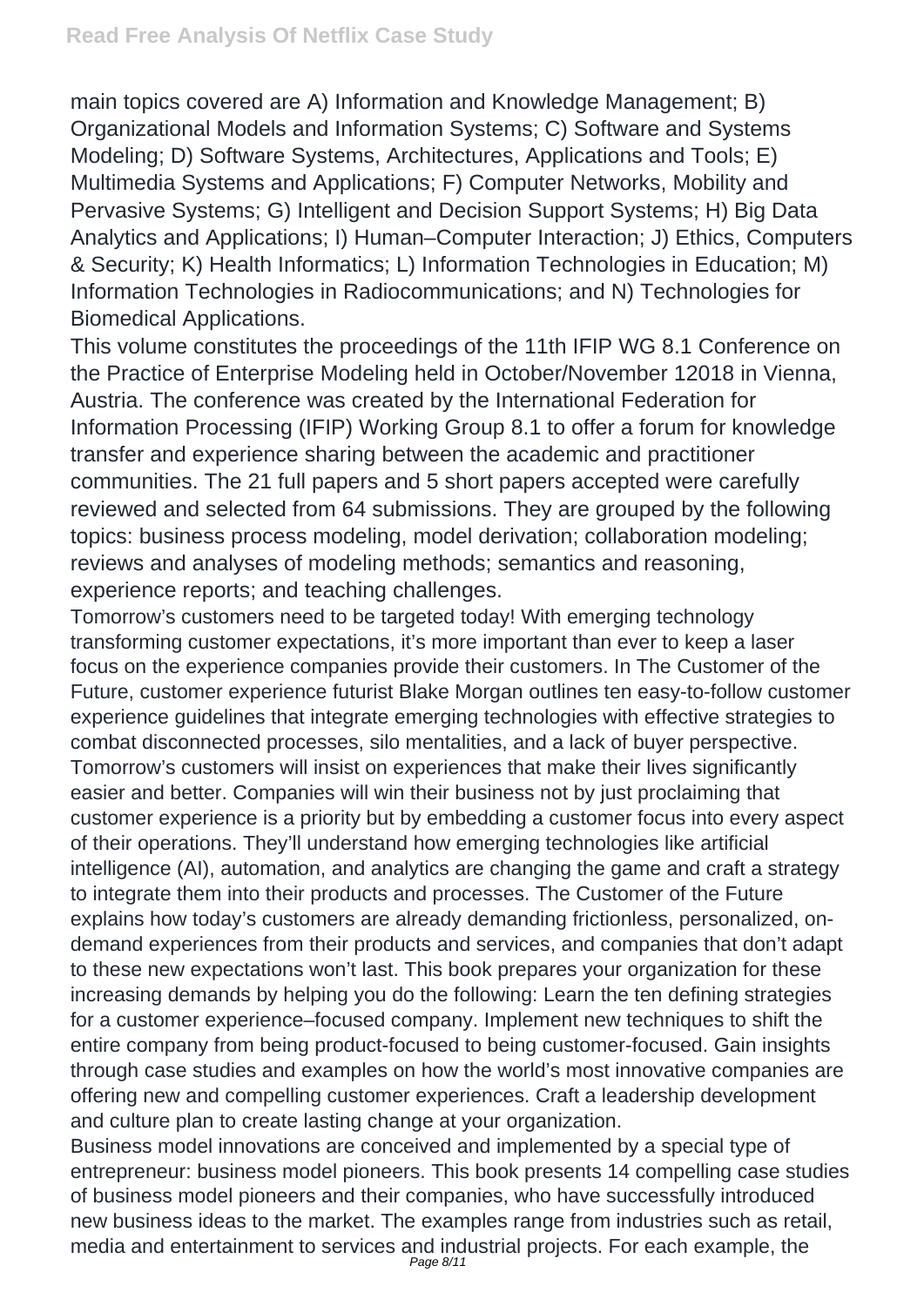main topics covered are A) Information and Knowledge Management; B) Organizational Models and Information Systems; C) Software and Systems Modeling; D) Software Systems, Architectures, Applications and Tools; E) Multimedia Systems and Applications; F) Computer Networks, Mobility and Pervasive Systems; G) Intelligent and Decision Support Systems; H) Big Data Analytics and Applications; I) Human–Computer Interaction; J) Ethics, Computers & Security; K) Health Informatics; L) Information Technologies in Education; M) Information Technologies in Radiocommunications; and N) Technologies for Biomedical Applications.

This volume constitutes the proceedings of the 11th IFIP WG 8.1 Conference on the Practice of Enterprise Modeling held in October/November 12018 in Vienna, Austria. The conference was created by the International Federation for Information Processing (IFIP) Working Group 8.1 to offer a forum for knowledge transfer and experience sharing between the academic and practitioner communities. The 21 full papers and 5 short papers accepted were carefully reviewed and selected from 64 submissions. They are grouped by the following topics: business process modeling, model derivation; collaboration modeling; reviews and analyses of modeling methods; semantics and reasoning, experience reports; and teaching challenges.

Tomorrow's customers need to be targeted today! With emerging technology transforming customer expectations, it's more important than ever to keep a laser focus on the experience companies provide their customers. In The Customer of the Future, customer experience futurist Blake Morgan outlines ten easy-to-follow customer experience guidelines that integrate emerging technologies with effective strategies to combat disconnected processes, silo mentalities, and a lack of buyer perspective. Tomorrow's customers will insist on experiences that make their lives significantly easier and better. Companies will win their business not by just proclaiming that customer experience is a priority but by embedding a customer focus into every aspect of their operations. They'll understand how emerging technologies like artificial intelligence (AI), automation, and analytics are changing the game and craft a strategy to integrate them into their products and processes. The Customer of the Future explains how today's customers are already demanding frictionless, personalized, on-demand experiences from their products and services, and companies that don't adapt to these new expectations won't last. This book prepares your organization for these increasing demands by helping you do the following: Learn the ten defining strategies for a customer experience–focused company. Implement new techniques to shift the entire company from being product-focused to being customer-focused. Gain insights through case studies and examples on how the world's most innovative companies are offering new and compelling customer experiences. Craft a leadership development and culture plan to create lasting change at your organization.

Business model innovations are conceived and implemented by a special type of entrepreneur: business model pioneers. This book presents 14 compelling case studies of business model pioneers and their companies, who have successfully introduced new business ideas to the market. The examples range from industries such as retail, media and entertainment to services and industrial projects. For each example, the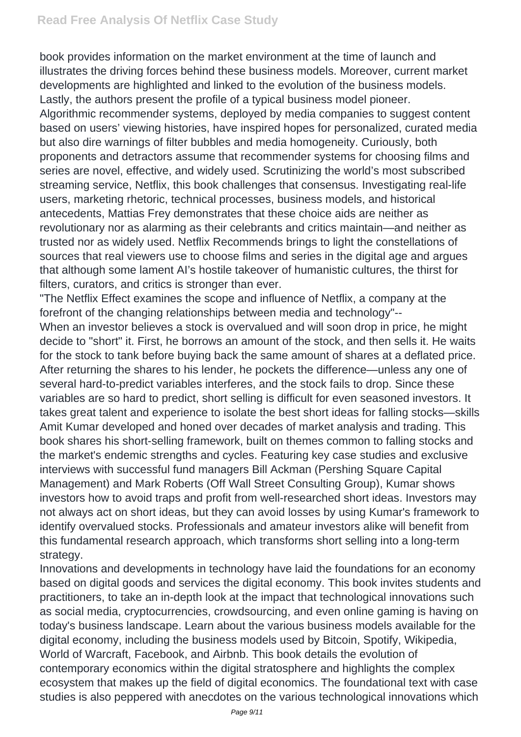book provides information on the market environment at the time of launch and illustrates the driving forces behind these business models. Moreover, current market developments are highlighted and linked to the evolution of the business models. Lastly, the authors present the profile of a typical business model pioneer.

Algorithmic recommender systems, deployed by media companies to suggest content based on users' viewing histories, have inspired hopes for personalized, curated media but also dire warnings of filter bubbles and media homogeneity. Curiously, both proponents and detractors assume that recommender systems for choosing films and series are novel, effective, and widely used. Scrutinizing the world's most subscribed streaming service, Netflix, this book challenges that consensus. Investigating real-life users, marketing rhetoric, technical processes, business models, and historical antecedents, Mattias Frey demonstrates that these choice aids are neither as revolutionary nor as alarming as their celebrants and critics maintain—and neither as trusted nor as widely used. Netflix Recommends brings to light the constellations of sources that real viewers use to choose films and series in the digital age and argues that although some lament AI's hostile takeover of humanistic cultures, the thirst for filters, curators, and critics is stronger than ever.

"The Netflix Effect examines the scope and influence of Netflix, a company at the forefront of the changing relationships between media and technology"--

When an investor believes a stock is overvalued and will soon drop in price, he might decide to "short" it. First, he borrows an amount of the stock, and then sells it. He waits for the stock to tank before buying back the same amount of shares at a deflated price. After returning the shares to his lender, he pockets the difference—unless any one of several hard-to-predict variables interferes, and the stock fails to drop. Since these variables are so hard to predict, short selling is difficult for even seasoned investors. It takes great talent and experience to isolate the best short ideas for falling stocks—skills Amit Kumar developed and honed over decades of market analysis and trading. This book shares his short-selling framework, built on themes common to falling stocks and the market's endemic strengths and cycles. Featuring key case studies and exclusive interviews with successful fund managers Bill Ackman (Pershing Square Capital Management) and Mark Roberts (Off Wall Street Consulting Group), Kumar shows investors how to avoid traps and profit from well-researched short ideas. Investors may not always act on short ideas, but they can avoid losses by using Kumar's framework to identify overvalued stocks. Professionals and amateur investors alike will benefit from this fundamental research approach, which transforms short selling into a long-term strategy.

Innovations and developments in technology have laid the foundations for an economy based on digital goods and services the digital economy. This book invites students and practitioners, to take an in-depth look at the impact that technological innovations such as social media, cryptocurrencies, crowdsourcing, and even online gaming is having on today's business landscape. Learn about the various business models available for the digital economy, including the business models used by Bitcoin, Spotify, Wikipedia, World of Warcraft, Facebook, and Airbnb. This book details the evolution of contemporary economics within the digital stratosphere and highlights the complex ecosystem that makes up the field of digital economics. The foundational text with case studies is also peppered with anecdotes on the various technological innovations which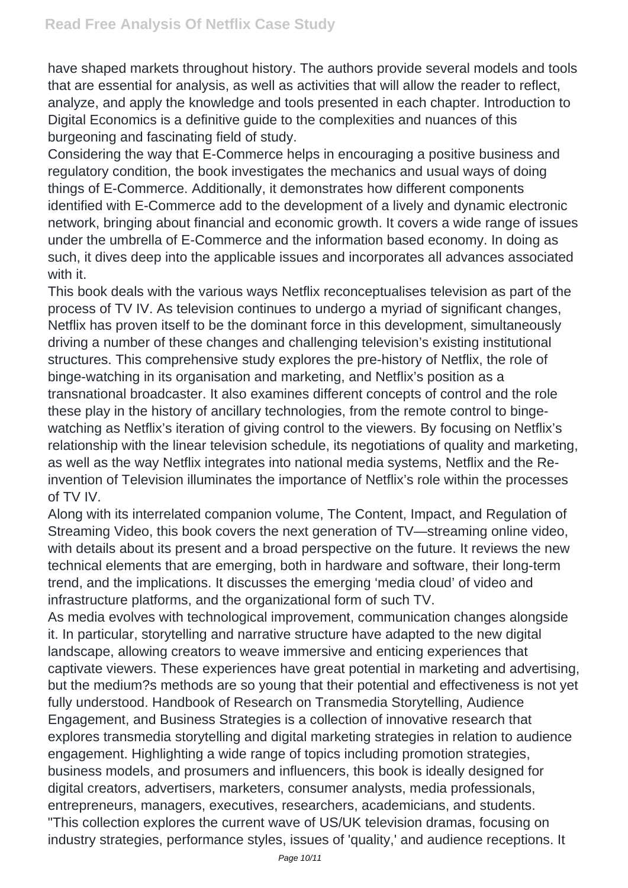have shaped markets throughout history. The authors provide several models and tools that are essential for analysis, as well as activities that will allow the reader to reflect, analyze, and apply the knowledge and tools presented in each chapter. Introduction to Digital Economics is a definitive guide to the complexities and nuances of this burgeoning and fascinating field of study.

Considering the way that E-Commerce helps in encouraging a positive business and regulatory condition, the book investigates the mechanics and usual ways of doing things of E-Commerce. Additionally, it demonstrates how different components identified with E-Commerce add to the development of a lively and dynamic electronic network, bringing about financial and economic growth. It covers a wide range of issues under the umbrella of E-Commerce and the information based economy. In doing as such, it dives deep into the applicable issues and incorporates all advances associated with it.

This book deals with the various ways Netflix reconceptualises television as part of the process of TV IV. As television continues to undergo a myriad of significant changes, Netflix has proven itself to be the dominant force in this development, simultaneously driving a number of these changes and challenging television's existing institutional structures. This comprehensive study explores the pre-history of Netflix, the role of binge-watching in its organisation and marketing, and Netflix's position as a transnational broadcaster. It also examines different concepts of control and the role these play in the history of ancillary technologies, from the remote control to binge-watching as Netflix's iteration of giving control to the viewers. By focusing on Netflix's relationship with the linear television schedule, its negotiations of quality and marketing, as well as the way Netflix integrates into national media systems, Netflix and the Re-invention of Television illuminates the importance of Netflix's role within the processes of TV IV.

Along with its interrelated companion volume, The Content, Impact, and Regulation of Streaming Video, this book covers the next generation of TV—streaming online video, with details about its present and a broad perspective on the future. It reviews the new technical elements that are emerging, both in hardware and software, their long-term trend, and the implications. It discusses the emerging 'media cloud' of video and infrastructure platforms, and the organizational form of such TV.

As media evolves with technological improvement, communication changes alongside it. In particular, storytelling and narrative structure have adapted to the new digital landscape, allowing creators to weave immersive and enticing experiences that captivate viewers. These experiences have great potential in marketing and advertising, but the medium?s methods are so young that their potential and effectiveness is not yet fully understood. Handbook of Research on Transmedia Storytelling, Audience Engagement, and Business Strategies is a collection of innovative research that explores transmedia storytelling and digital marketing strategies in relation to audience engagement. Highlighting a wide range of topics including promotion strategies, business models, and prosumers and influencers, this book is ideally designed for digital creators, advertisers, marketers, consumer analysts, media professionals, entrepreneurs, managers, executives, researchers, academicians, and students.

"This collection explores the current wave of US/UK television dramas, focusing on industry strategies, performance styles, issues of 'quality,' and audience receptions. It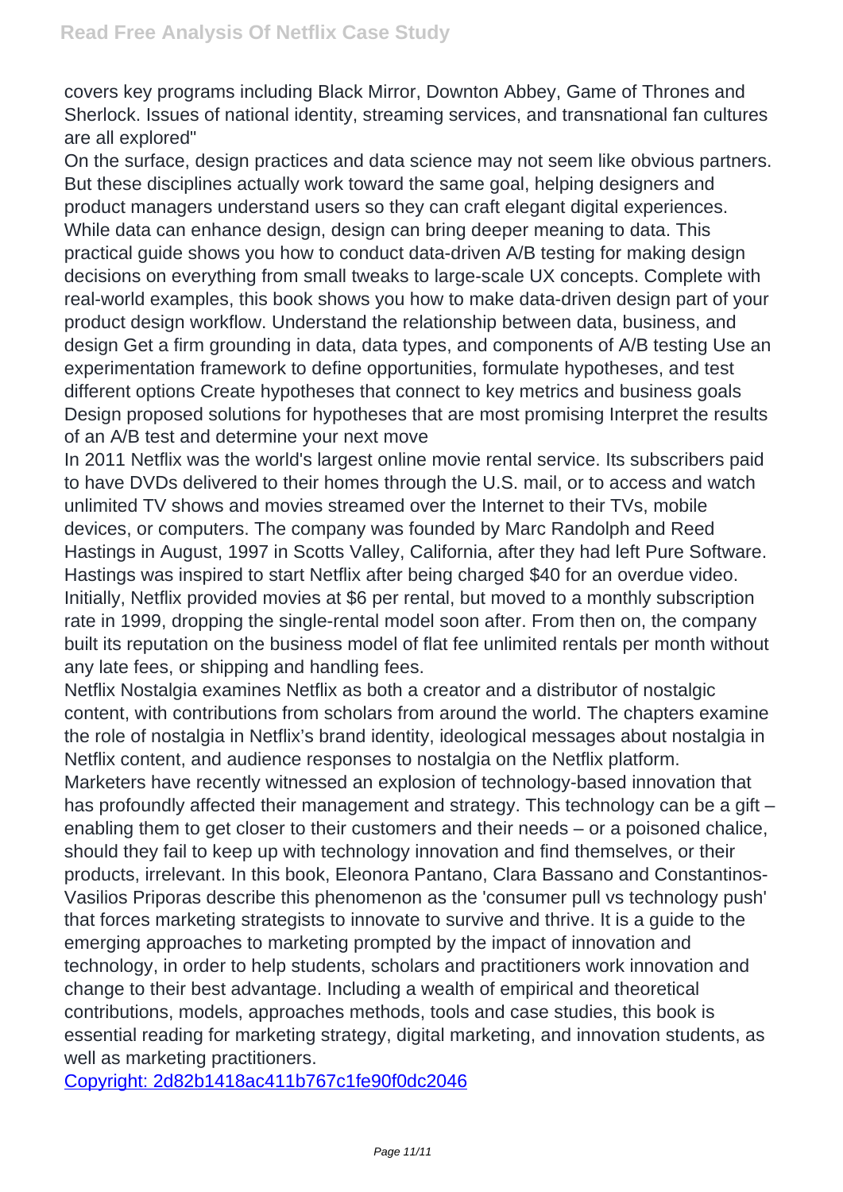covers key programs including Black Mirror, Downton Abbey, Game of Thrones and Sherlock. Issues of national identity, streaming services, and transnational fan cultures are all explored"

On the surface, design practices and data science may not seem like obvious partners. But these disciplines actually work toward the same goal, helping designers and product managers understand users so they can craft elegant digital experiences. While data can enhance design, design can bring deeper meaning to data. This practical guide shows you how to conduct data-driven A/B testing for making design decisions on everything from small tweaks to large-scale UX concepts. Complete with real-world examples, this book shows you how to make data-driven design part of your product design workflow. Understand the relationship between data, business, and design Get a firm grounding in data, data types, and components of A/B testing Use an experimentation framework to define opportunities, formulate hypotheses, and test different options Create hypotheses that connect to key metrics and business goals Design proposed solutions for hypotheses that are most promising Interpret the results of an A/B test and determine your next move

In 2011 Netflix was the world's largest online movie rental service. Its subscribers paid to have DVDs delivered to their homes through the U.S. mail, or to access and watch unlimited TV shows and movies streamed over the Internet to their TVs, mobile devices, or computers. The company was founded by Marc Randolph and Reed Hastings in August, 1997 in Scotts Valley, California, after they had left Pure Software. Hastings was inspired to start Netflix after being charged $40 for an overdue video. Initially, Netflix provided movies at $6 per rental, but moved to a monthly subscription rate in 1999, dropping the single-rental model soon after. From then on, the company built its reputation on the business model of flat fee unlimited rentals per month without any late fees, or shipping and handling fees.

Netflix Nostalgia examines Netflix as both a creator and a distributor of nostalgic content, with contributions from scholars from around the world. The chapters examine the role of nostalgia in Netflix's brand identity, ideological messages about nostalgia in Netflix content, and audience responses to nostalgia on the Netflix platform.

Marketers have recently witnessed an explosion of technology-based innovation that has profoundly affected their management and strategy. This technology can be a gift – enabling them to get closer to their customers and their needs – or a poisoned chalice, should they fail to keep up with technology innovation and find themselves, or their products, irrelevant. In this book, Eleonora Pantano, Clara Bassano and Constantinos-Vasilios Priporas describe this phenomenon as the 'consumer pull vs technology push' that forces marketing strategists to innovate to survive and thrive. It is a guide to the emerging approaches to marketing prompted by the impact of innovation and technology, in order to help students, scholars and practitioners work innovation and change to their best advantage. Including a wealth of empirical and theoretical contributions, models, approaches methods, tools and case studies, this book is essential reading for marketing strategy, digital marketing, and innovation students, as well as marketing practitioners.

Copyright: 2d82b1418ac411b767c1fe90f0dc2046